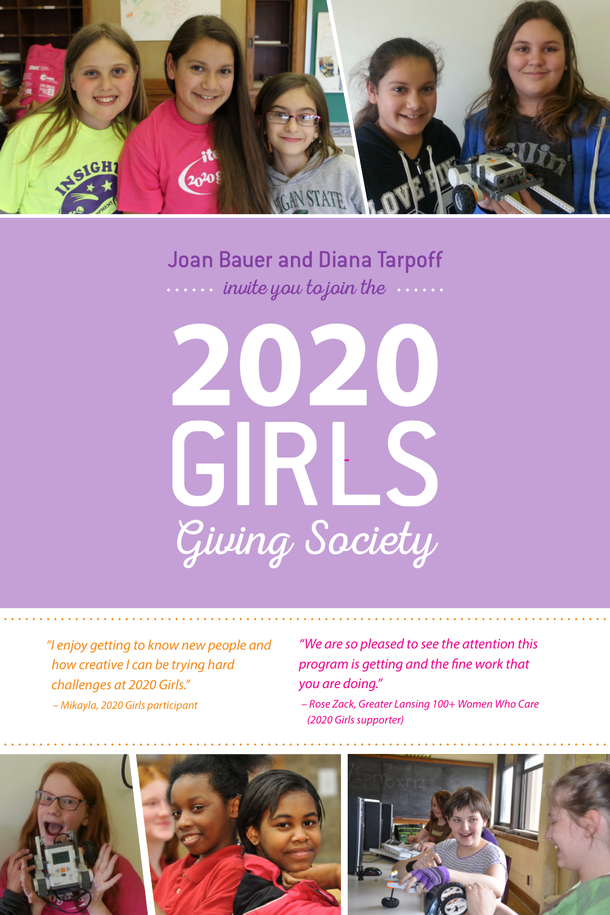Joan Bauer and Diana Tarpoff

*invite you to join the*

# 2020 GIRLS Giving Society

*"I enjoy getting to know new people and how creative I can be trying hard challenges at 2020 Girls."*

*– Mikayla, 2020 Girls participant*

*"We are so pleased to see the attention this program is getting and the fine work that you are doing."*

*– Rose Zack, Greater Lansing 100+ Women Who Care (2020 Girls supporter)*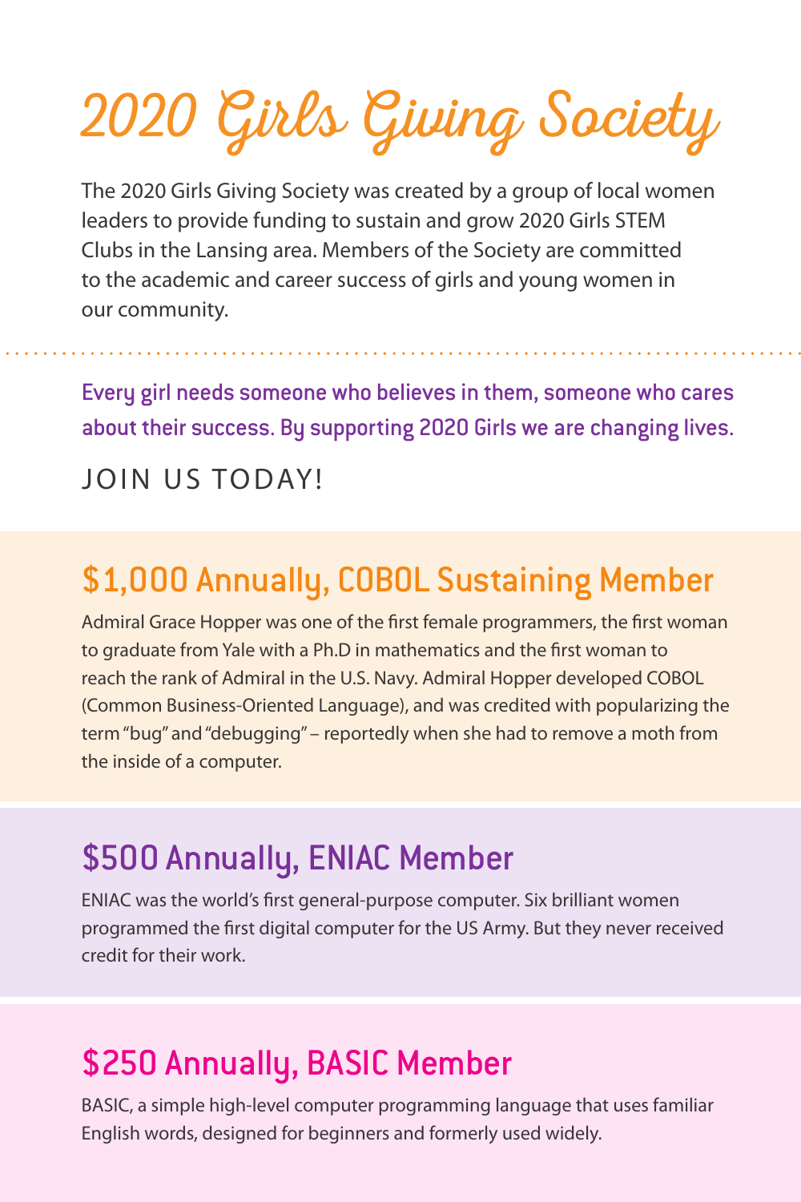# 2020 Girls Giving Society

The 2020 Girls Giving Society was created by a group of local women leaders to provide funding to sustain and grow 2020 Girls STEM Clubs in the Lansing area. Members of the Society are committed to the academic and career success of girls and young women in our community.

---

**Every girl needs someone who believes in them, someone who cares about their success. By supporting 2020 Girls we are changing lives.**

JOIN US TODAY!

## $1,000 Annually, COBOL Sustaining Member

Admiral Grace Hopper was one of the first female programmers, the first woman to graduate from Yale with a Ph.D in mathematics and the first woman to reach the rank of Admiral in the U.S. Navy. Admiral Hopper developed COBOL (Common Business-Oriented Language), and was credited with popularizing the term "bug" and "debugging" – reportedly when she had to remove a moth from the inside of a computer.

## $500 Annually, ENIAC Member

ENIAC was the world's first general-purpose computer. Six brilliant women programmed the first digital computer for the US Army. But they never received credit for their work.

## $250 Annually, BASIC Member

BASIC, a simple high-level computer programming language that uses familiar English words, designed for beginners and formerly used widely.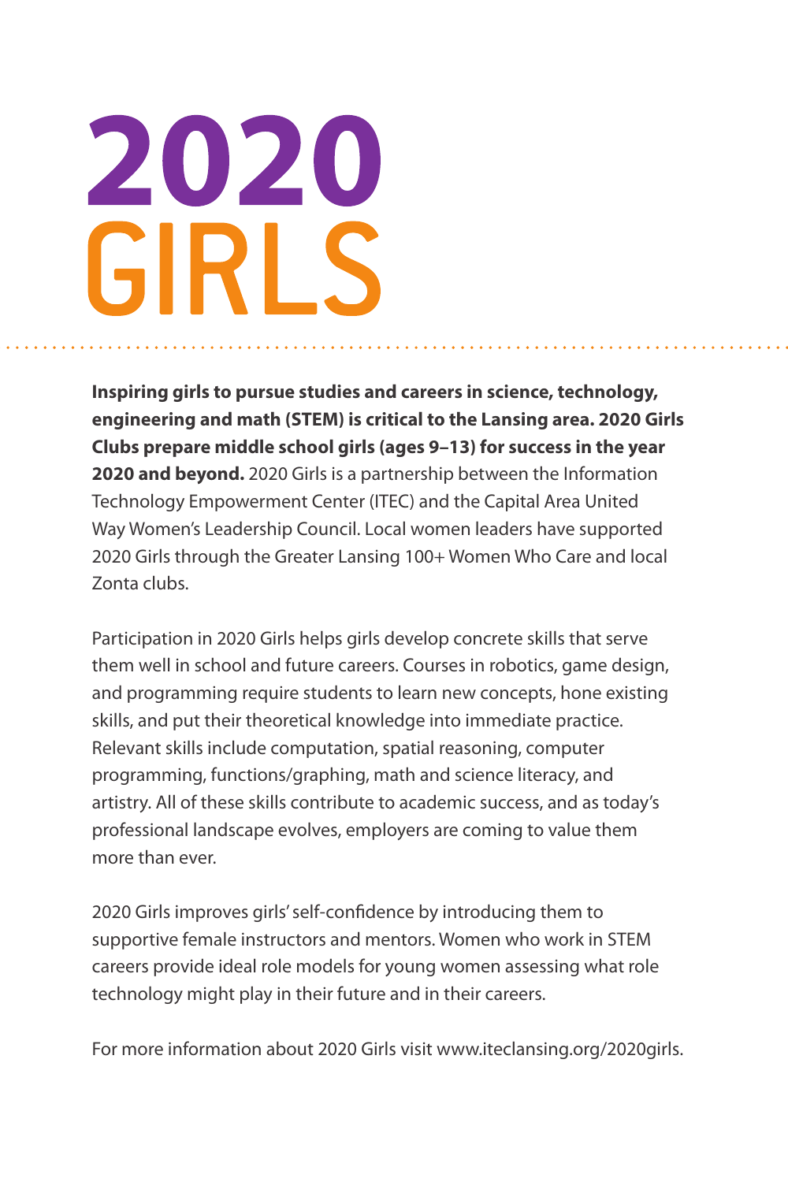# 2020 GIRLS

**Inspiring girls to pursue studies and careers in science, technology, engineering and math (STEM) is critical to the Lansing area. 2020 Girls Clubs prepare middle school girls (ages 9–13) for success in the year 2020 and beyond.** 2020 Girls is a partnership between the Information Technology Empowerment Center (ITEC) and the Capital Area United Way Women's Leadership Council. Local women leaders have supported 2020 Girls through the Greater Lansing 100+ Women Who Care and local Zonta clubs.

Participation in 2020 Girls helps girls develop concrete skills that serve them well in school and future careers. Courses in robotics, game design, and programming require students to learn new concepts, hone existing skills, and put their theoretical knowledge into immediate practice. Relevant skills include computation, spatial reasoning, computer programming, functions/graphing, math and science literacy, and artistry. All of these skills contribute to academic success, and as today's professional landscape evolves, employers are coming to value them more than ever.

2020 Girls improves girls' self-confidence by introducing them to supportive female instructors and mentors. Women who work in STEM careers provide ideal role models for young women assessing what role technology might play in their future and in their careers.

For more information about 2020 Girls visit www.iteclansing.org/2020girls.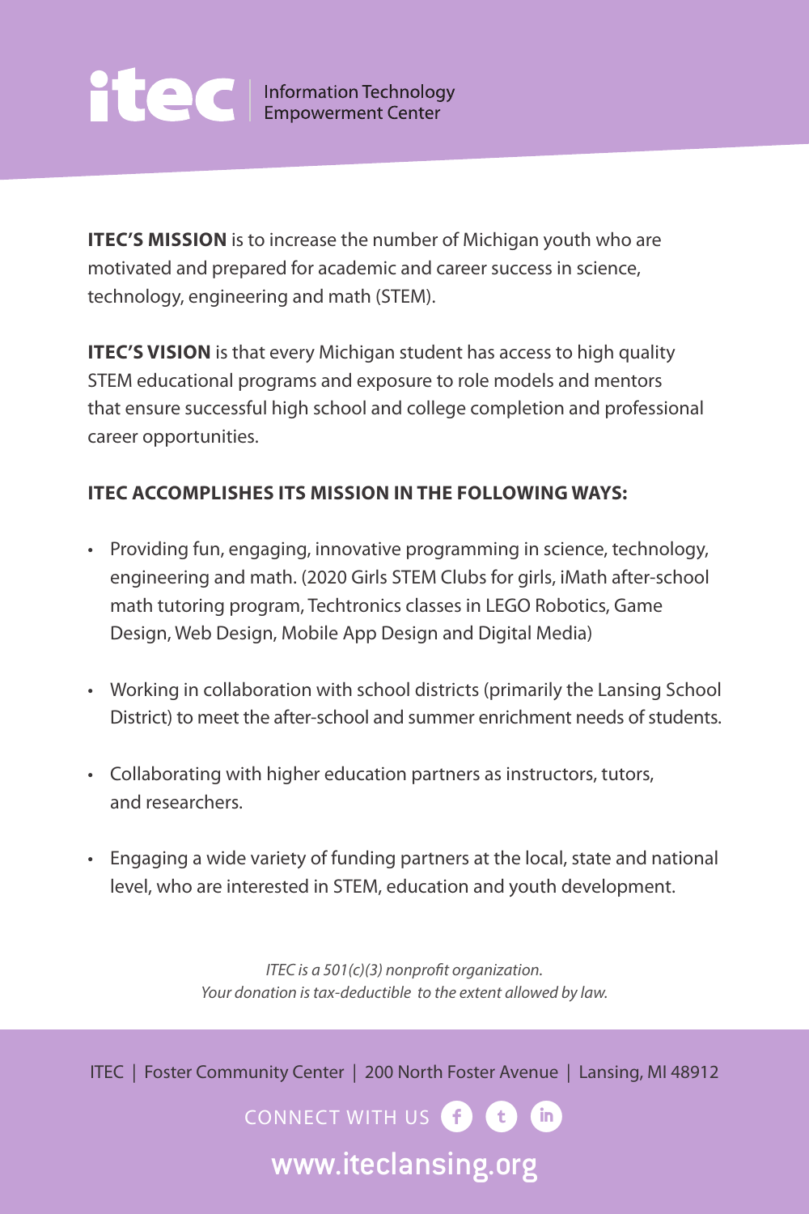# itec | Information Technology Empowerment Center

**ITEC'S MISSION** is to increase the number of Michigan youth who are motivated and prepared for academic and career success in science, technology, engineering and math (STEM).

**ITEC'S VISION** is that every Michigan student has access to high quality STEM educational programs and exposure to role models and mentors that ensure successful high school and college completion and professional career opportunities.

**ITEC ACCOMPLISHES ITS MISSION IN THE FOLLOWING WAYS:**

- Providing fun, engaging, innovative programming in science, technology, engineering and math. (2020 Girls STEM Clubs for girls, iMath after-school math tutoring program, Techtronics classes in LEGO Robotics, Game Design, Web Design, Mobile App Design and Digital Media)
- Working in collaboration with school districts (primarily the Lansing School District) to meet the after-school and summer enrichment needs of students.
- Collaborating with higher education partners as instructors, tutors, and researchers.
- Engaging a wide variety of funding partners at the local, state and national level, who are interested in STEM, education and youth development.

*ITEC is a 501(c)(3) nonprofit organization.*
*Your donation is tax-deductible to the extent allowed by law.*

ITEC | Foster Community Center | 200 North Foster Avenue | Lansing, MI 48912

CONNECT WITH US

www.iteclansing.org